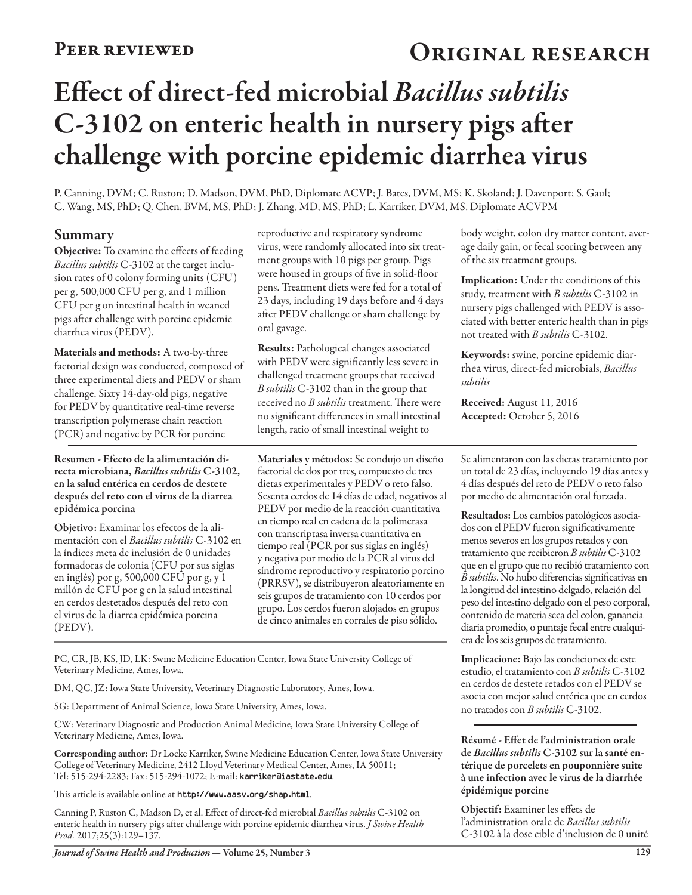Peer reviewed

Original research

# Effect of direct-fed microbial *Bacillus subtilis* C-3102 on enteric health in nursery pigs after challenge with porcine epidemic diarrhea virus

P. Canning, DVM; C. Ruston; D. Madson, DVM, PhD, Diplomate ACVP; J. Bates, DVM, MS; K. Skoland; J. Davenport; S. Gaul; C. Wang, MS, PhD; Q. Chen, BVM, MS, PhD; J. Zhang, MD, MS, PhD; L. Karriker, DVM, MS, Diplomate ACVPM

## Summary

**Objective:** To examine the effects of feeding *Bacillus subtilis* C-3102 at the target inclusion rates of 0 colony forming units (CFU) per g, 500,000 CFU per g, and 1 million CFU per g on intestinal health in weaned pigs after challenge with porcine epidemic diarrhea virus (PEDV).

**Materials and methods:** A two-by-three factorial design was conducted, composed of three experimental diets and PEDV or sham challenge. Sixty 14-day-old pigs, negative for PEDV by quantitative real-time reverse transcription polymerase chain reaction (PCR) and negative by PCR for porcine reproductive and respiratory syndrome virus, were randomly allocated into six treatment groups with 10 pigs per group. Pigs were housed in groups of five in solid-floor pens. Treatment diets were fed for a total of 23 days, including 19 days before and 4 days after PEDV challenge or sham challenge by oral gavage.

**Results:** Pathological changes associated with PEDV were significantly less severe in challenged treatment groups that received *B subtilis* C-3102 than in the group that received no *B subtilis* treatment. There were no significant differences in small intestinal length, ratio of small intestinal weight to body weight, colon dry matter content, average daily gain, or fecal scoring between any of the six treatment groups.

**Implication:** Under the conditions of this study, treatment with *B subtilis* C-3102 in nursery pigs challenged with PEDV is associated with better enteric health than in pigs not treated with *B subtilis* C-3102.

**Keywords:** swine, porcine epidemic diarrhea virus, direct-fed microbials, *Bacillus subtilis*

**Received:** August 11, 2016
**Accepted:** October 5, 2016

**Resumen - Efecto de la alimentación directa microbiana, *Bacillus subtilis* C-3102, en la salud entérica en cerdos de destete después del reto con el virus de la diarrea epidémica porcina**

**Objetivo:** Examinar los efectos de la alimentación con el *Bacillus subtilis* C-3102 en la índices meta de inclusión de 0 unidades formadoras de colonia (CFU por sus siglas en inglés) por g, 500,000 CFU por g, y 1 millón de CFU por g en la salud intestinal en cerdos destetados después del reto con el virus de la diarrea epidémica porcina (PEDV).

**Materiales y métodos:** Se condujo un diseño factorial de dos por tres, compuesto de tres dietas experimentales y PEDV o reto falso. Sesenta cerdos de 14 días de edad, negativos al PEDV por medio de la reacción cuantitativa en tiempo real en cadena de la polimerasa con transcriptasa inversa cuantitativa en tiempo real (PCR por sus siglas en inglés) y negativa por medio de la PCR al virus del síndrome reproductivo y respiratorio porcino (PRRSV), se distribuyeron aleatoriamente en seis grupos de tratamiento con 10 cerdos por grupo. Los cerdos fueron alojados en grupos de cinco animales en corrales de piso sólido. Se alimentaron con las dietas tratamiento por un total de 23 días, incluyendo 19 días antes y 4 días después del reto de PEDV o reto falso por medio de alimentación oral forzada.

**Resultados:** Los cambios patológicos asociados con el PEDV fueron significativamente menos severos en los grupos retados y con tratamiento que recibieron *B subtilis* C-3102 que en el grupo que no recibió tratamiento con *B subtilis*. No hubo diferencias significativas en la longitud del intestino delgado, relación del peso del intestino delgado con el peso corporal, contenido de materia seca del colon, ganancia diaria promedio, o puntaje fecal entre cualquiera de los seis grupos de tratamiento.

**Implicacione:** Bajo las condiciones de este estudio, el tratamiento con *B subtilis* C-3102 en cerdos de destete retados con el PEDV se asocia con mejor salud entérica que en cerdos no tratados con *B subtilis* C-3102.

**Résumé - Effet de l'administration orale de *Bacillus subtilis* C-3102 sur la santé entérique de porcelets en pouponnière suite à une infection avec le virus de la diarrhée épidémique porcine**

**Objectif:** Examiner les effets de l'administration orale de *Bacillus subtilis* C-3102 à la dose cible d'inclusion de 0 unité

PC, CR, JB, KS, JD, LK: Swine Medicine Education Center, Iowa State University College of Veterinary Medicine, Ames, Iowa.

DM, QC, JZ: Iowa State University, Veterinary Diagnostic Laboratory, Ames, Iowa.

SG: Department of Animal Science, Iowa State University, Ames, Iowa.

CW: Veterinary Diagnostic and Production Animal Medicine, Iowa State University College of Veterinary Medicine, Ames, Iowa.

**Corresponding author:** Dr Locke Karriker, Swine Medicine Education Center, Iowa State University College of Veterinary Medicine, 2412 Lloyd Veterinary Medical Center, Ames, IA 50011; Tel: 515-294-2283; Fax: 515-294-1072; E-mail: **karriker@iastate.edu**.

This article is available online at **http://www.aasv.org/shap.html**.

Canning P, Ruston C, Madson D, et al. Effect of direct-fed microbial *Bacillus subtilis* C-3102 on enteric health in nursery pigs after challenge with porcine epidemic diarrhea virus. *J Swine Health Prod.* 2017;25(3):129–137.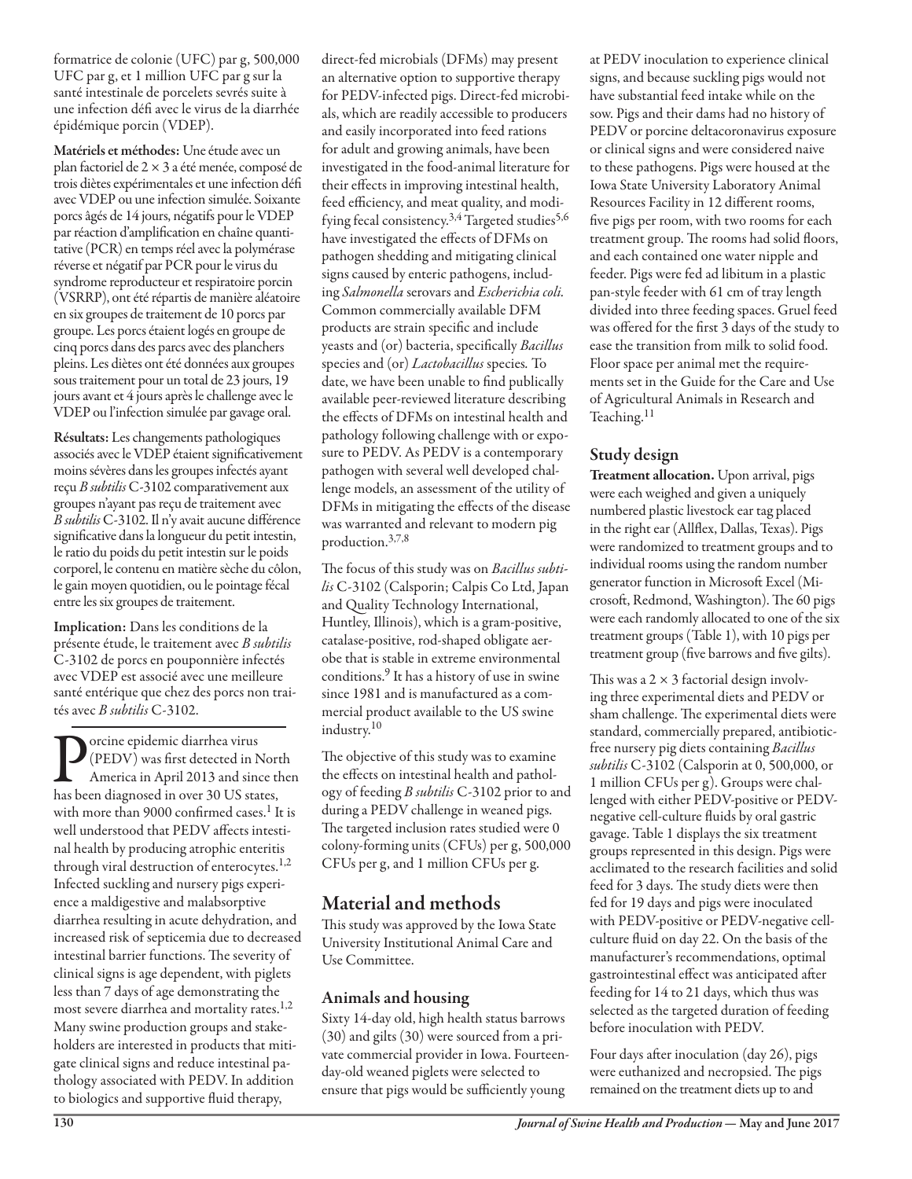formatrice de colonie (UFC) par g, 500,000 UFC par g, et 1 million UFC par g sur la santé intestinale de porcelets sevrés suite à une infection défi avec le virus de la diarrhée épidémique porcin (VDEP).

**Matériels et méthodes:** Une étude avec un plan factoriel de 2 × 3 a été menée, composé de trois diètes expérimentales et une infection défi avec VDEP ou une infection simulée. Soixante porcs âgés de 14 jours, négatifs pour le VDEP par réaction d'amplification en chaîne quantitative (PCR) en temps réel avec la polymérase réverse et négatif par PCR pour le virus du syndrome reproducteur et respiratoire porcin (VSRRP), ont été répartis de manière aléatoire en six groupes de traitement de 10 porcs par groupe. Les porcs étaient logés en groupe de cinq porcs dans des parcs avec des planchers pleins. Les diètes ont été données aux groupes sous traitement pour un total de 23 jours, 19 jours avant et 4 jours après le challenge avec le VDEP ou l'infection simulée par gavage oral.

**Résultats:** Les changements pathologiques associés avec le VDEP étaient significativement moins sévères dans les groupes infectés ayant reçu *B subtilis* C-3102 comparativement aux groupes n'ayant pas reçu de traitement avec *B subtilis* C-3102. Il n'y avait aucune différence significative dans la longueur du petit intestin, le ratio du poids du petit intestin sur le poids corporel, le contenu en matière sèche du côlon, le gain moyen quotidien, ou le pointage fécal entre les six groupes de traitement.

**Implication:** Dans les conditions de la présente étude, le traitement avec *B subtilis* C-3102 de porcs en pouponnière infectés avec VDEP est associé avec une meilleure santé entérique que chez des porcs non traités avec *B subtilis* C-3102.

Porcine epidemic diarrhea virus (PEDV) was first detected in North America in April 2013 and since then has been diagnosed in over 30 US states, with more than 9000 confirmed cases.[1] It is well understood that PEDV affects intestinal health by producing atrophic enteritis through viral destruction of enterocytes.[1,2] Infected suckling and nursery pigs experience a maldigestive and malabsorptive diarrhea resulting in acute dehydration, and increased risk of septicemia due to decreased intestinal barrier functions. The severity of clinical signs is age dependent, with piglets less than 7 days of age demonstrating the most severe diarrhea and mortality rates.[1,2] Many swine production groups and stakeholders are interested in products that mitigate clinical signs and reduce intestinal pathology associated with PEDV. In addition to biologics and supportive fluid therapy, direct-fed microbials (DFMs) may present an alternative option to supportive therapy for PEDV-infected pigs. Direct-fed microbials, which are readily accessible to producers and easily incorporated into feed rations for adult and growing animals, have been investigated in the food-animal literature for their effects in improving intestinal health, feed efficiency, and meat quality, and modifying fecal consistency.[3,4] Targeted studies[5,6] have investigated the effects of DFMs on pathogen shedding and mitigating clinical signs caused by enteric pathogens, including *Salmonella* serovars and *Escherichia coli*. Common commercially available DFM products are strain specific and include yeasts and (or) bacteria, specifically *Bacillus* species and (or) *Lactobacillus* species. To date, we have been unable to find publically available peer-reviewed literature describing the effects of DFMs on intestinal health and pathology following challenge with or exposure to PEDV. As PEDV is a contemporary pathogen with several well developed challenge models, an assessment of the utility of DFMs in mitigating the effects of the disease was warranted and relevant to modern pig production.[3,7,8]

The focus of this study was on *Bacillus subtilis* C-3102 (Calsporin; Calpis Co Ltd, Japan and Quality Technology International, Huntley, Illinois), which is a gram-positive, catalase-positive, rod-shaped obligate aerobe that is stable in extreme environmental conditions.[9] It has a history of use in swine since 1981 and is manufactured as a commercial product available to the US swine industry.[10]

The objective of this study was to examine the effects on intestinal health and pathology of feeding *B subtilis* C-3102 prior to and during a PEDV challenge in weaned pigs. The targeted inclusion rates studied were 0 colony-forming units (CFUs) per g, 500,000 CFUs per g, and 1 million CFUs per g.

# Material and methods

This study was approved by the Iowa State University Institutional Animal Care and Use Committee.

## Animals and housing

Sixty 14-day old, high health status barrows (30) and gilts (30) were sourced from a private commercial provider in Iowa. Fourteen-day-old weaned piglets were selected to ensure that pigs would be sufficiently young at PEDV inoculation to experience clinical signs, and because suckling pigs would not have substantial feed intake while on the sow. Pigs and their dams had no history of PEDV or porcine deltacoronavirus exposure or clinical signs and were considered naive to these pathogens. Pigs were housed at the Iowa State University Laboratory Animal Resources Facility in 12 different rooms, five pigs per room, with two rooms for each treatment group. The rooms had solid floors, and each contained one water nipple and feeder. Pigs were fed ad libitum in a plastic pan-style feeder with 61 cm of tray length divided into three feeding spaces. Gruel feed was offered for the first 3 days of the study to ease the transition from milk to solid food. Floor space per animal met the requirements set in the Guide for the Care and Use of Agricultural Animals in Research and Teaching.[11]

## Study design

**Treatment allocation.** Upon arrival, pigs were each weighed and given a uniquely numbered plastic livestock ear tag placed in the right ear (Allflex, Dallas, Texas). Pigs were randomized to treatment groups and to individual rooms using the random number generator function in Microsoft Excel (Microsoft, Redmond, Washington). The 60 pigs were each randomly allocated to one of the six treatment groups (Table 1), with 10 pigs per treatment group (five barrows and five gilts).

This was a 2 × 3 factorial design involving three experimental diets and PEDV or sham challenge. The experimental diets were standard, commercially prepared, antibiotic-free nursery pig diets containing *Bacillus subtilis* C-3102 (Calsporin at 0, 500,000, or 1 million CFUs per g). Groups were challenged with either PEDV-positive or PEDV-negative cell-culture fluids by oral gastric gavage. Table 1 displays the six treatment groups represented in this design. Pigs were acclimated to the research facilities and solid feed for 3 days. The study diets were then fed for 19 days and pigs were inoculated with PEDV-positive or PEDV-negative cell-culture fluid on day 22. On the basis of the manufacturer's recommendations, optimal gastrointestinal effect was anticipated after feeding for 14 to 21 days, which thus was selected as the targeted duration of feeding before inoculation with PEDV.

Four days after inoculation (day 26), pigs were euthanized and necropsied. The pigs remained on the treatment diets up to and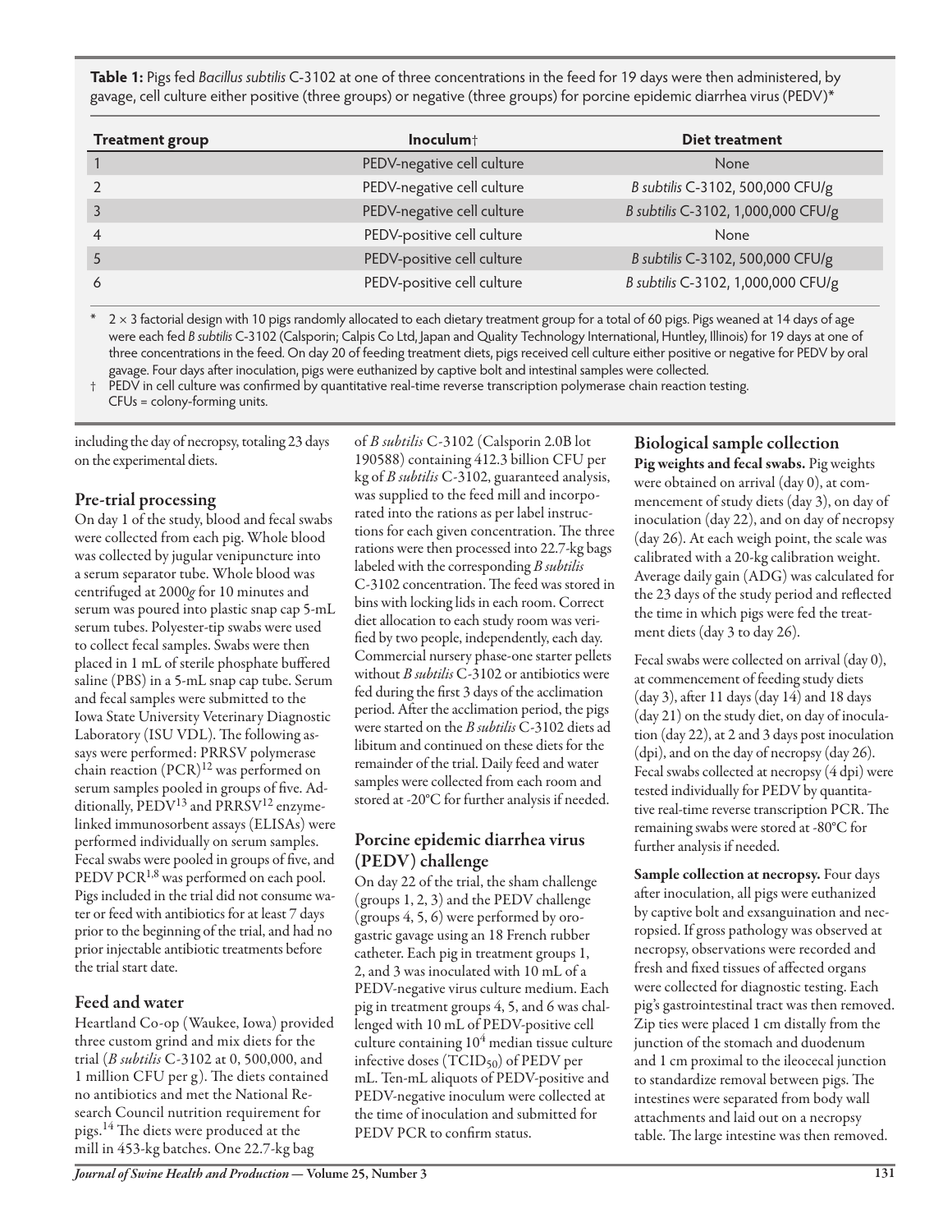**Table 1:** Pigs fed *Bacillus subtilis* C-3102 at one of three concentrations in the feed for 19 days were then administered, by gavage, cell culture either positive (three groups) or negative (three groups) for porcine epidemic diarrhea virus (PEDV)*

| Treatment group | Inoculum† | Diet treatment |
|---|---|---|
| 1 | PEDV-negative cell culture | None |
| 2 | PEDV-negative cell culture | *B subtilis* C-3102, 500,000 CFU/g |
| 3 | PEDV-negative cell culture | *B subtilis* C-3102, 1,000,000 CFU/g |
| 4 | PEDV-positive cell culture | None |
| 5 | PEDV-positive cell culture | *B subtilis* C-3102, 500,000 CFU/g |
| 6 | PEDV-positive cell culture | *B subtilis* C-3102, 1,000,000 CFU/g |

\* 2 × 3 factorial design with 10 pigs randomly allocated to each dietary treatment group for a total of 60 pigs. Pigs weaned at 14 days of age were each fed *B subtilis* C-3102 (Calsporin; Calpis Co Ltd, Japan and Quality Technology International, Huntley, Illinois) for 19 days at one of three concentrations in the feed. On day 20 of feeding treatment diets, pigs received cell culture either positive or negative for PEDV by oral gavage. Four days after inoculation, pigs were euthanized by captive bolt and intestinal samples were collected.

† PEDV in cell culture was confirmed by quantitative real-time reverse transcription polymerase chain reaction testing.

CFUs = colony-forming units.

including the day of necropsy, totaling 23 days on the experimental diets.

## Pre-trial processing

On day 1 of the study, blood and fecal swabs were collected from each pig. Whole blood was collected by jugular venipuncture into a serum separator tube. Whole blood was centrifuged at 2000*g* for 10 minutes and serum was poured into plastic snap cap 5-mL serum tubes. Polyester-tip swabs were used to collect fecal samples. Swabs were then placed in 1 mL of sterile phosphate buffered saline (PBS) in a 5-mL snap cap tube. Serum and fecal samples were submitted to the Iowa State University Veterinary Diagnostic Laboratory (ISU VDL). The following assays were performed: PRRSV polymerase chain reaction (PCR)[12] was performed on serum samples pooled in groups of five. Additionally, PEDV[13] and PRRSV[12] enzyme-linked immunosorbent assays (ELISAs) were performed individually on serum samples. Fecal swabs were pooled in groups of five, and PEDV PCR[1,8] was performed on each pool. Pigs included in the trial did not consume water or feed with antibiotics for at least 7 days prior to the beginning of the trial, and had no prior injectable antibiotic treatments before the trial start date.

## Feed and water

Heartland Co-op (Waukee, Iowa) provided three custom grind and mix diets for the trial (*B subtilis* C-3102 at 0, 500,000, and 1 million CFU per g). The diets contained no antibiotics and met the National Research Council nutrition requirement for pigs.[14] The diets were produced at the mill in 453-kg batches. One 22.7-kg bag of *B subtilis* C-3102 (Calsporin 2.0B lot 190588) containing 412.3 billion CFU per kg of *B subtilis* C-3102, guaranteed analysis, was supplied to the feed mill and incorporated into the rations as per label instructions for each given concentration. The three rations were then processed into 22.7-kg bags labeled with the corresponding *B subtilis* C-3102 concentration. The feed was stored in bins with locking lids in each room. Correct diet allocation to each study room was verified by two people, independently, each day. Commercial nursery phase-one starter pellets without *B subtilis* C-3102 or antibiotics were fed during the first 3 days of the acclimation period. After the acclimation period, the pigs were started on the *B subtilis* C-3102 diets ad libitum and continued on these diets for the remainder of the trial. Daily feed and water samples were collected from each room and stored at -20°C for further analysis if needed.

## Porcine epidemic diarrhea virus (PEDV) challenge

On day 22 of the trial, the sham challenge (groups 1, 2, 3) and the PEDV challenge (groups 4, 5, 6) were performed by orogastric gavage using an 18 French rubber catheter. Each pig in treatment groups 1, 2, and 3 was inoculated with 10 mL of a PEDV-negative virus culture medium. Each pig in treatment groups 4, 5, and 6 was challenged with 10 mL of PEDV-positive cell culture containing $10^4$ median tissue culture infective doses ($TCID_{50}$) of PEDV per mL. Ten-mL aliquots of PEDV-positive and PEDV-negative inoculum were collected at the time of inoculation and submitted for PEDV PCR to confirm status.

## Biological sample collection

**Pig weights and fecal swabs.** Pig weights were obtained on arrival (day 0), at commencement of study diets (day 3), on day of inoculation (day 22), and on day of necropsy (day 26). At each weigh point, the scale was calibrated with a 20-kg calibration weight. Average daily gain (ADG) was calculated for the 23 days of the study period and reflected the time in which pigs were fed the treatment diets (day 3 to day 26).

Fecal swabs were collected on arrival (day 0), at commencement of feeding study diets (day 3), after 11 days (day 14) and 18 days (day 21) on the study diet, on day of inoculation (day 22), at 2 and 3 days post inoculation (dpi), and on the day of necropsy (day 26). Fecal swabs collected at necropsy (4 dpi) were tested individually for PEDV by quantitative real-time reverse transcription PCR. The remaining swabs were stored at -80°C for further analysis if needed.

**Sample collection at necropsy.** Four days after inoculation, all pigs were euthanized by captive bolt and exsanguination and necropsied. If gross pathology was observed at necropsy, observations were recorded and fresh and fixed tissues of affected organs were collected for diagnostic testing. Each pig's gastrointestinal tract was then removed. Zip ties were placed 1 cm distally from the junction of the stomach and duodenum and 1 cm proximal to the ileocecal junction to standardize removal between pigs. The intestines were separated from body wall attachments and laid out on a necropsy table. The large intestine was then removed.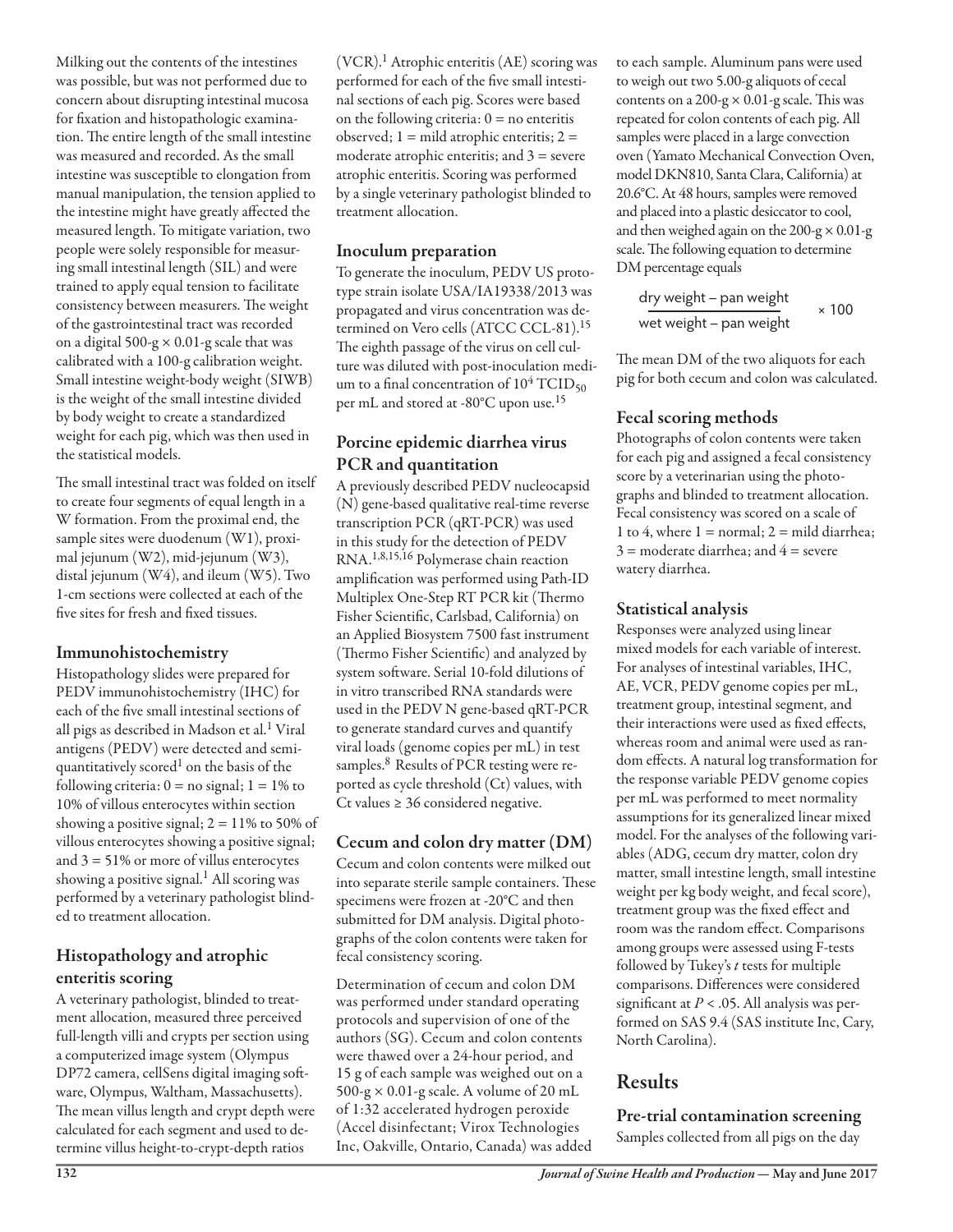Milking out the contents of the intestines was possible, but was not performed due to concern about disrupting intestinal mucosa for fixation and histopathologic examination. The entire length of the small intestine was measured and recorded. As the small intestine was susceptible to elongation from manual manipulation, the tension applied to the intestine might have greatly affected the measured length. To mitigate variation, two people were solely responsible for measuring small intestinal length (SIL) and were trained to apply equal tension to facilitate consistency between measurers. The weight of the gastrointestinal tract was recorded on a digital 500-g × 0.01-g scale that was calibrated with a 100-g calibration weight. Small intestine weight-body weight (SIWB) is the weight of the small intestine divided by body weight to create a standardized weight for each pig, which was then used in the statistical models.

The small intestinal tract was folded on itself to create four segments of equal length in a W formation. From the proximal end, the sample sites were duodenum (W1), proximal jejunum (W2), mid-jejunum (W3), distal jejunum (W4), and ileum (W5). Two 1-cm sections were collected at each of the five sites for fresh and fixed tissues.

### Immunohistochemistry

Histopathology slides were prepared for PEDV immunohistochemistry (IHC) for each of the five small intestinal sections of all pigs as described in Madson et al.[1] Viral antigens (PEDV) were detected and semi-quantitatively scored[1] on the basis of the following criteria: 0 = no signal; 1 = 1% to 10% of villous enterocytes within section showing a positive signal; 2 = 11% to 50% of villous enterocytes showing a positive signal; and 3 = 51% or more of villus enterocytes showing a positive signal.[1] All scoring was performed by a veterinary pathologist blinded to treatment allocation.

### Histopathology and atrophic enteritis scoring

A veterinary pathologist, blinded to treatment allocation, measured three perceived full-length villi and crypts per section using a computerized image system (Olympus DP72 camera, cellSens digital imaging software, Olympus, Waltham, Massachusetts). The mean villus length and crypt depth were calculated for each segment and used to determine villus height-to-crypt-depth ratios (VCR).[1] Atrophic enteritis (AE) scoring was performed for each of the five small intestinal sections of each pig. Scores were based on the following criteria: 0 = no enteritis observed; 1 = mild atrophic enteritis; 2 = moderate atrophic enteritis; and 3 = severe atrophic enteritis. Scoring was performed by a single veterinary pathologist blinded to treatment allocation.

### Inoculum preparation

To generate the inoculum, PEDV US prototype strain isolate USA/IA19338/2013 was propagated and virus concentration was determined on Vero cells (ATCC CCL-81).[15] The eighth passage of the virus on cell culture was diluted with post-inoculation medium to a final concentration of $10^4$ $TCID_{50}$ per mL and stored at -80°C upon use.[15]

### Porcine epidemic diarrhea virus PCR and quantitation

A previously described PEDV nucleocapsid (N) gene-based qualitative real-time reverse transcription PCR (qRT-PCR) was used in this study for the detection of PEDV RNA.[1,8,15,16] Polymerase chain reaction amplification was performed using Path-ID Multiplex One-Step RT PCR kit (Thermo Fisher Scientific, Carlsbad, California) on an Applied Biosystem 7500 fast instrument (Thermo Fisher Scientific) and analyzed by system software. Serial 10-fold dilutions of in vitro transcribed RNA standards were used in the PEDV N gene-based qRT-PCR to generate standard curves and quantify viral loads (genome copies per mL) in test samples.[8] Results of PCR testing were reported as cycle threshold (Ct) values, with Ct values ≥ 36 considered negative.

### Cecum and colon dry matter (DM)

Cecum and colon contents were milked out into separate sterile sample containers. These specimens were frozen at -20°C and then submitted for DM analysis. Digital photographs of the colon contents were taken for fecal consistency scoring.

Determination of cecum and colon DM was performed under standard operating protocols and supervision of one of the authors (SG). Cecum and colon contents were thawed over a 24-hour period, and 15 g of each sample was weighed out on a 500-g × 0.01-g scale. A volume of 20 mL of 1:32 accelerated hydrogen peroxide (Accel disinfectant; Virox Technologies Inc, Oakville, Ontario, Canada) was added to each sample. Aluminum pans were used to weigh out two 5.00-g aliquots of cecal contents on a 200-g × 0.01-g scale. This was repeated for colon contents of each pig. All samples were placed in a large convection oven (Yamato Mechanical Convection Oven, model DKN810, Santa Clara, California) at 20.6°C. At 48 hours, samples were removed and placed into a plastic desiccator to cool, and then weighed again on the 200-g × 0.01-g scale. The following equation to determine DM percentage equals

$$\frac{\text{dry weight} - \text{pan weight}}{\text{wet weight} - \text{pan weight}} \times 100$$

The mean DM of the two aliquots for each pig for both cecum and colon was calculated.

### Fecal scoring methods

Photographs of colon contents were taken for each pig and assigned a fecal consistency score by a veterinarian using the photographs and blinded to treatment allocation. Fecal consistency was scored on a scale of 1 to 4, where 1 = normal; 2 = mild diarrhea; 3 = moderate diarrhea; and 4 = severe watery diarrhea.

### Statistical analysis

Responses were analyzed using linear mixed models for each variable of interest. For analyses of intestinal variables, IHC, AE, VCR, PEDV genome copies per mL, treatment group, intestinal segment, and their interactions were used as fixed effects, whereas room and animal were used as random effects. A natural log transformation for the response variable PEDV genome copies per mL was performed to meet normality assumptions for its generalized linear mixed model. For the analyses of the following variables (ADG, cecum dry matter, colon dry matter, small intestine length, small intestine weight per kg body weight, and fecal score), treatment group was the fixed effect and room was the random effect. Comparisons among groups were assessed using F-tests followed by Tukey's *t* tests for multiple comparisons. Differences were considered significant at $P < .05$. All analysis was performed on SAS 9.4 (SAS institute Inc, Cary, North Carolina).

## Results

### Pre-trial contamination screening

Samples collected from all pigs on the day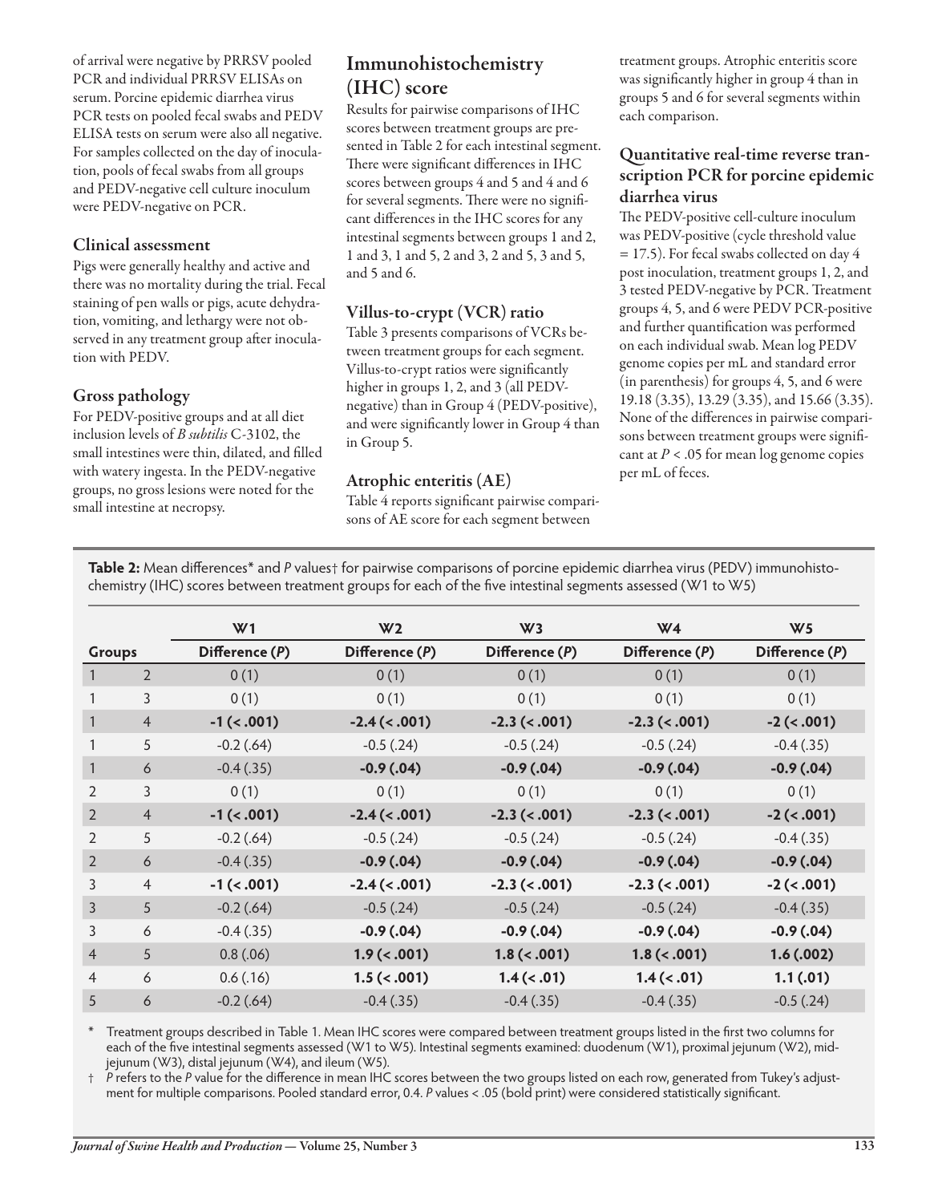of arrival were negative by PRRSV pooled PCR and individual PRRSV ELISAs on serum. Porcine epidemic diarrhea virus PCR tests on pooled fecal swabs and PEDV ELISA tests on serum were also all negative. For samples collected on the day of inoculation, pools of fecal swabs from all groups and PEDV-negative cell culture inoculum were PEDV-negative on PCR.

### Clinical assessment

Pigs were generally healthy and active and there was no mortality during the trial. Fecal staining of pen walls or pigs, acute dehydration, vomiting, and lethargy were not observed in any treatment group after inoculation with PEDV.

### Gross pathology

For PEDV-positive groups and at all diet inclusion levels of *B subtilis* C-3102, the small intestines were thin, dilated, and filled with watery ingesta. In the PEDV-negative groups, no gross lesions were noted for the small intestine at necropsy.

## Immunohistochemistry (IHC) score

Results for pairwise comparisons of IHC scores between treatment groups are presented in Table 2 for each intestinal segment. There were significant differences in IHC scores between groups 4 and 5 and 4 and 6 for several segments. There were no significant differences in the IHC scores for any intestinal segments between groups 1 and 2, 1 and 3, 1 and 5, 2 and 3, 2 and 5, 3 and 5, and 5 and 6.

### Villus-to-crypt (VCR) ratio

Table 3 presents comparisons of VCRs between treatment groups for each segment. Villus-to-crypt ratios were significantly higher in groups 1, 2, and 3 (all PEDV-negative) than in Group 4 (PEDV-positive), and were significantly lower in Group 4 than in Group 5.

### Atrophic enteritis (AE)

Table 4 reports significant pairwise comparisons of AE score for each segment between treatment groups. Atrophic enteritis score was significantly higher in group 4 than in groups 5 and 6 for several segments within each comparison.

### Quantitative real-time reverse transcription PCR for porcine epidemic diarrhea virus

The PEDV-positive cell-culture inoculum was PEDV-positive (cycle threshold value = 17.5). For fecal swabs collected on day 4 post inoculation, treatment groups 1, 2, and 3 tested PEDV-negative by PCR. Treatment groups 4, 5, and 6 were PEDV PCR-positive and further quantification was performed on each individual swab. Mean log PEDV genome copies per mL and standard error (in parenthesis) for groups 4, 5, and 6 were 19.18 (3.35), 13.29 (3.35), and 15.66 (3.35). None of the differences in pairwise comparisons between treatment groups were significant at $P < .05$ for mean log genome copies per mL of feces.

**Table 2:** Mean differences* and *P* values† for pairwise comparisons of porcine epidemic diarrhea virus (PEDV) immunohistochemistry (IHC) scores between treatment groups for each of the five intestinal segments assessed (W1 to W5)

| Groups | | W1 Difference (*P*) | W2 Difference (*P*) | W3 Difference (*P*) | W4 Difference (*P*) | W5 Difference (*P*) |
|---|---|---|---|---|---|---|
| 1 | 2 | 0 (1) | 0 (1) | 0 (1) | 0 (1) | 0 (1) |
| 1 | 3 | 0 (1) | 0 (1) | 0 (1) | 0 (1) | 0 (1) |
| 1 | 4 | **-1 (< .001)** | **-2.4 (< .001)** | **-2.3 (< .001)** | **-2.3 (< .001)** | **-2 (< .001)** |
| 1 | 5 | -0.2 (.64) | -0.5 (.24) | -0.5 (.24) | -0.5 (.24) | -0.4 (.35) |
| 1 | 6 | -0.4 (.35) | **-0.9 (.04)** | **-0.9 (.04)** | **-0.9 (.04)** | **-0.9 (.04)** |
| 2 | 3 | 0 (1) | 0 (1) | 0 (1) | 0 (1) | 0 (1) |
| 2 | 4 | **-1 (< .001)** | **-2.4 (< .001)** | **-2.3 (< .001)** | **-2.3 (< .001)** | **-2 (< .001)** |
| 2 | 5 | -0.2 (.64) | -0.5 (.24) | -0.5 (.24) | -0.5 (.24) | -0.4 (.35) |
| 2 | 6 | -0.4 (.35) | **-0.9 (.04)** | **-0.9 (.04)** | **-0.9 (.04)** | **-0.9 (.04)** |
| 3 | 4 | **-1 (< .001)** | **-2.4 (< .001)** | **-2.3 (< .001)** | **-2.3 (< .001)** | **-2 (< .001)** |
| 3 | 5 | -0.2 (.64) | -0.5 (.24) | -0.5 (.24) | -0.5 (.24) | -0.4 (.35) |
| 3 | 6 | -0.4 (.35) | **-0.9 (.04)** | **-0.9 (.04)** | **-0.9 (.04)** | **-0.9 (.04)** |
| 4 | 5 | 0.8 (.06) | **1.9 (< .001)** | **1.8 (< .001)** | **1.8 (< .001)** | **1.6 (.002)** |
| 4 | 6 | 0.6 (.16) | **1.5 (< .001)** | **1.4 (< .01)** | **1.4 (< .01)** | **1.1 (.01)** |
| 5 | 6 | -0.2 (.64) | -0.4 (.35) | -0.4 (.35) | -0.4 (.35) | -0.5 (.24) |

\* Treatment groups described in Table 1. Mean IHC scores were compared between treatment groups listed in the first two columns for each of the five intestinal segments assessed (W1 to W5). Intestinal segments examined: duodenum (W1), proximal jejunum (W2), mid-jejunum (W3), distal jejunum (W4), and ileum (W5).

† *P* refers to the *P* value for the difference in mean IHC scores between the two groups listed on each row, generated from Tukey's adjustment for multiple comparisons. Pooled standard error, 0.4. *P* values < .05 (bold print) were considered statistically significant.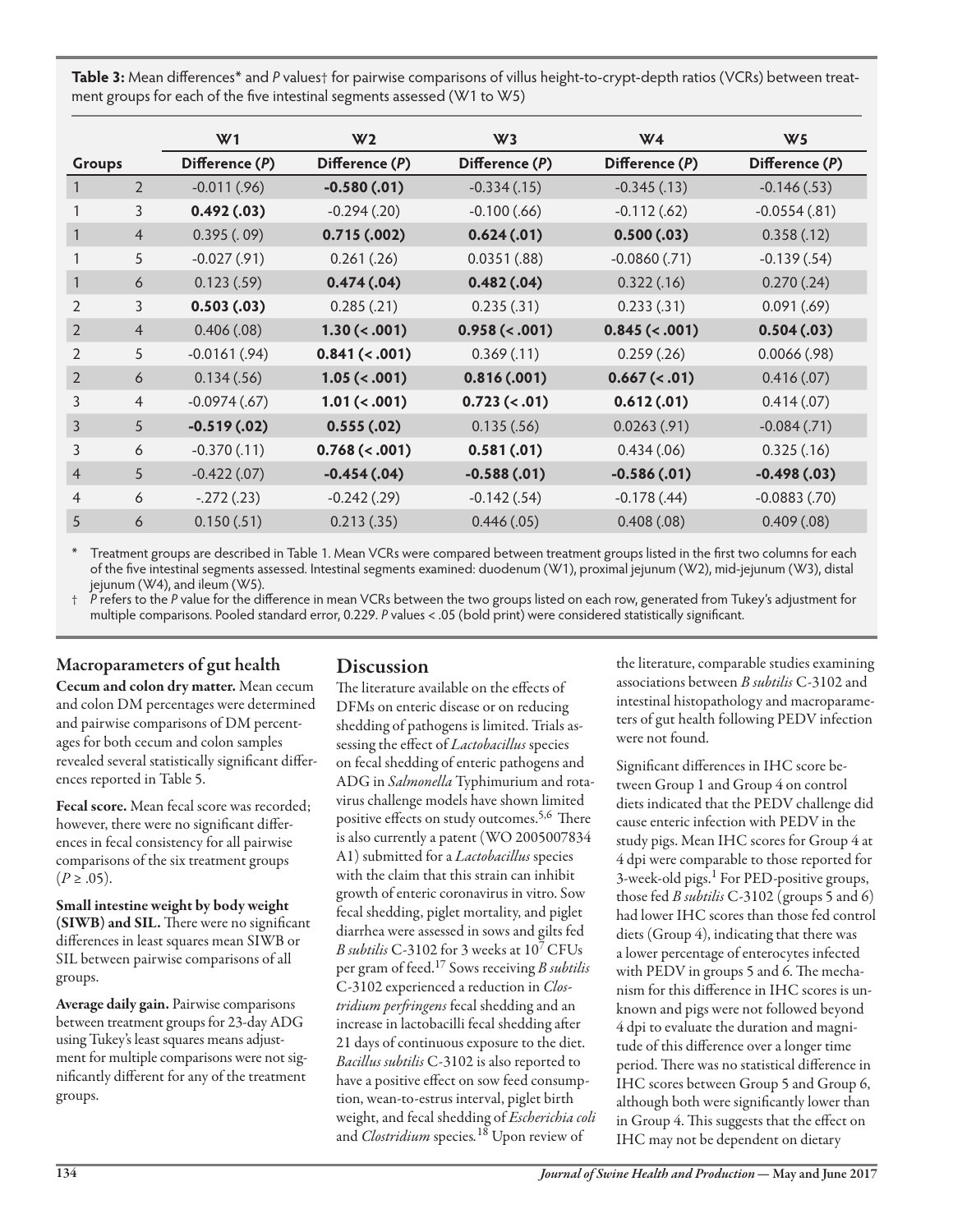**Table 3:** Mean differences* and *P* values† for pairwise comparisons of villus height-to-crypt-depth ratios (VCRs) between treatment groups for each of the five intestinal segments assessed (W1 to W5)

| Groups | | W1 | W2 | W3 | W4 | W5 |
|---|---|---|---|---|---|---|
| | | Difference (*P*) | Difference (*P*) | Difference (*P*) | Difference (*P*) | Difference (*P*) |
| 1 | 2 | -0.011 (.96) | **-0.580 (.01)** | -0.334 (.15) | -0.345 (.13) | -0.146 (.53) |
| 1 | 3 | **0.492 (.03)** | -0.294 (.20) | -0.100 (.66) | -0.112 (.62) | -0.0554 (.81) |
| 1 | 4 | 0.395 (. 09) | **0.715 (.002)** | **0.624 (.01)** | **0.500 (.03)** | 0.358 (.12) |
| 1 | 5 | -0.027 (.91) | 0.261 (.26) | 0.0351 (.88) | -0.0860 (.71) | -0.139 (.54) |
| 1 | 6 | 0.123 (.59) | **0.474 (.04)** | **0.482 (.04)** | 0.322 (.16) | 0.270 (.24) |
| 2 | 3 | **0.503 (.03)** | 0.285 (.21) | 0.235 (.31) | 0.233 (.31) | 0.091 (.69) |
| 2 | 4 | 0.406 (.08) | **1.30 (< .001)** | **0.958 (< .001)** | **0.845 (< .001)** | **0.504 (.03)** |
| 2 | 5 | -0.0161 (.94) | **0.841 (< .001)** | 0.369 (.11) | 0.259 (.26) | 0.0066 (.98) |
| 2 | 6 | 0.134 (.56) | **1.05 (< .001)** | **0.816 (.001)** | **0.667 (< .01)** | 0.416 (.07) |
| 3 | 4 | -0.0974 (.67) | **1.01 (< .001)** | **0.723 (< .01)** | **0.612 (.01)** | 0.414 (.07) |
| 3 | 5 | **-0.519 (.02)** | **0.555 (.02)** | 0.135 (.56) | 0.0263 (.91) | -0.084 (.71) |
| 3 | 6 | -0.370 (.11) | **0.768 (< .001)** | **0.581 (.01)** | 0.434 (.06) | 0.325 (.16) |
| 4 | 5 | -0.422 (.07) | **-0.454 (.04)** | **-0.588 (.01)** | **-0.586 (.01)** | **-0.498 (.03)** |
| 4 | 6 | -.272 (.23) | -0.242 (.29) | -0.142 (.54) | -0.178 (.44) | -0.0883 (.70) |
| 5 | 6 | 0.150 (.51) | 0.213 (.35) | 0.446 (.05) | 0.408 (.08) | 0.409 (.08) |

\* Treatment groups are described in Table 1. Mean VCRs were compared between treatment groups listed in the first two columns for each of the five intestinal segments assessed. Intestinal segments examined: duodenum (W1), proximal jejunum (W2), mid-jejunum (W3), distal jejunum (W4), and ileum (W5).

† *P* refers to the *P* value for the difference in mean VCRs between the two groups listed on each row, generated from Tukey's adjustment for multiple comparisons. Pooled standard error, 0.229. *P* values < .05 (bold print) were considered statistically significant.

### Macroparameters of gut health

**Cecum and colon dry matter.** Mean cecum and colon DM percentages were determined and pairwise comparisons of DM percentages for both cecum and colon samples revealed several statistically significant differences reported in Table 5.

**Fecal score.** Mean fecal score was recorded; however, there were no significant differences in fecal consistency for all pairwise comparisons of the six treatment groups ($P \geq .05$).

**Small intestine weight by body weight (SIWB) and SIL.** There were no significant differences in least squares mean SIWB or SIL between pairwise comparisons of all groups.

**Average daily gain.** Pairwise comparisons between treatment groups for 23-day ADG using Tukey's least squares means adjustment for multiple comparisons were not significantly different for any of the treatment groups.

## Discussion

The literature available on the effects of DFMs on enteric disease or on reducing shedding of pathogens is limited. Trials assessing the effect of *Lactobacillus* species on fecal shedding of enteric pathogens and ADG in *Salmonella* Typhimurium and rotavirus challenge models have shown limited positive effects on study outcomes.[5,6] There is also currently a patent (WO 2005007834 A1) submitted for a *Lactobacillus* species with the claim that this strain can inhibit growth of enteric coronavirus in vitro. Sow fecal shedding, piglet mortality, and piglet diarrhea were assessed in sows and gilts fed *B subtilis* C-3102 for 3 weeks at $10^7$ CFUs per gram of feed.[17] Sows receiving *B subtilis* C-3102 experienced a reduction in *Clostridium perfringens* fecal shedding and an increase in lactobacilli fecal shedding after 21 days of continuous exposure to the diet. *Bacillus subtilis* C-3102 is also reported to have a positive effect on sow feed consumption, wean-to-estrus interval, piglet birth weight, and fecal shedding of *Escherichia coli* and *Clostridium* species.[18] Upon review of the literature, comparable studies examining associations between *B subtilis* C-3102 and intestinal histopathology and macroparameters of gut health following PEDV infection were not found.

Significant differences in IHC score between Group 1 and Group 4 on control diets indicated that the PEDV challenge did cause enteric infection with PEDV in the study pigs. Mean IHC scores for Group 4 at 4 dpi were comparable to those reported for 3-week-old pigs.[1] For PED-positive groups, those fed *B subtilis* C-3102 (groups 5 and 6) had lower IHC scores than those fed control diets (Group 4), indicating that there was a lower percentage of enterocytes infected with PEDV in groups 5 and 6. The mechanism for this difference in IHC scores is unknown and pigs were not followed beyond 4 dpi to evaluate the duration and magnitude of this difference over a longer time period. There was no statistical difference in IHC scores between Group 5 and Group 6, although both were significantly lower than in Group 4. This suggests that the effect on IHC may not be dependent on dietary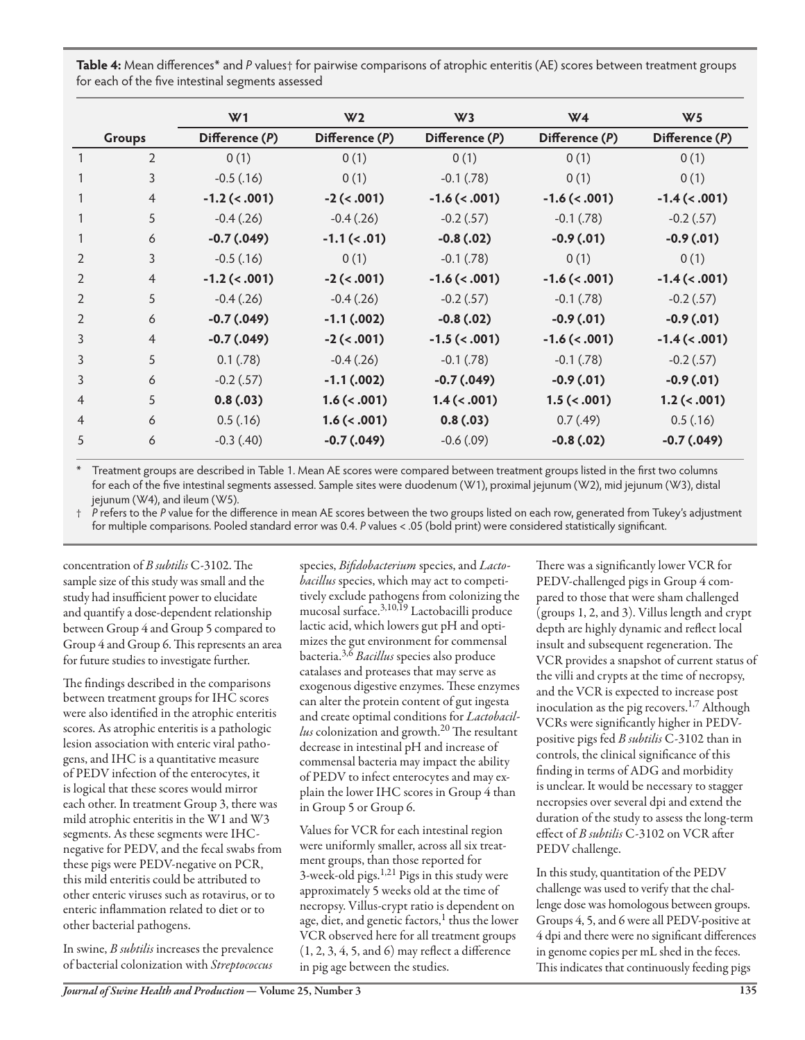**Table 4:** Mean differences* and *P* values† for pairwise comparisons of atrophic enteritis (AE) scores between treatment groups for each of the five intestinal segments assessed

| Groups | | W1 | W2 | W3 | W4 | W5 |
|---|---|---|---|---|---|---|
| | | Difference (*P*) | Difference (*P*) | Difference (*P*) | Difference (*P*) | Difference (*P*) |
| 1 | 2 | 0 (1) | 0 (1) | 0 (1) | 0 (1) | 0 (1) |
| 1 | 3 | -0.5 (.16) | 0 (1) | -0.1 (.78) | 0 (1) | 0 (1) |
| 1 | 4 | **-1.2 (< .001)** | **-2 (< .001)** | **-1.6 (< .001)** | **-1.6 (< .001)** | **-1.4 (< .001)** |
| 1 | 5 | -0.4 (.26) | -0.4 (.26) | -0.2 (.57) | -0.1 (.78) | -0.2 (.57) |
| 1 | 6 | **-0.7 (.049)** | **-1.1 (< .01)** | **-0.8 (.02)** | **-0.9 (.01)** | **-0.9 (.01)** |
| 2 | 3 | -0.5 (.16) | 0 (1) | -0.1 (.78) | 0 (1) | 0 (1) |
| 2 | 4 | **-1.2 (< .001)** | **-2 (< .001)** | **-1.6 (< .001)** | **-1.6 (< .001)** | **-1.4 (< .001)** |
| 2 | 5 | -0.4 (.26) | -0.4 (.26) | -0.2 (.57) | -0.1 (.78) | -0.2 (.57) |
| 2 | 6 | **-0.7 (.049)** | **-1.1 (.002)** | **-0.8 (.02)** | **-0.9 (.01)** | **-0.9 (.01)** |
| 3 | 4 | **-0.7 (.049)** | **-2 (< .001)** | **-1.5 (< .001)** | **-1.6 (< .001)** | **-1.4 (< .001)** |
| 3 | 5 | 0.1 (.78) | -0.4 (.26) | -0.1 (.78) | -0.1 (.78) | -0.2 (.57) |
| 3 | 6 | -0.2 (.57) | **-1.1 (.002)** | **-0.7 (.049)** | **-0.9 (.01)** | **-0.9 (.01)** |
| 4 | 5 | **0.8 (.03)** | **1.6 (< .001)** | **1.4 (< .001)** | **1.5 (< .001)** | **1.2 (< .001)** |
| 4 | 6 | 0.5 (.16) | **1.6 (< .001)** | **0.8 (.03)** | 0.7 (.49) | 0.5 (.16) |
| 5 | 6 | -0.3 (.40) | **-0.7 (.049)** | -0.6 (.09) | **-0.8 (.02)** | **-0.7 (.049)** |

\* Treatment groups are described in Table 1. Mean AE scores were compared between treatment groups listed in the first two columns for each of the five intestinal segments assessed. Sample sites were duodenum (W1), proximal jejunum (W2), mid jejunum (W3), distal jejunum (W4), and ileum (W5).

† *P* refers to the *P* value for the difference in mean AE scores between the two groups listed on each row, generated from Tukey's adjustment for multiple comparisons. Pooled standard error was 0.4. *P* values < .05 (bold print) were considered statistically significant.

concentration of *B subtilis* C-3102. The sample size of this study was small and the study had insufficient power to elucidate and quantify a dose-dependent relationship between Group 4 and Group 5 compared to Group 4 and Group 6. This represents an area for future studies to investigate further.

The findings described in the comparisons between treatment groups for IHC scores were also identified in the atrophic enteritis scores. As atrophic enteritis is a pathologic lesion association with enteric viral pathogens, and IHC is a quantitative measure of PEDV infection of the enterocytes, it is logical that these scores would mirror each other. In treatment Group 3, there was mild atrophic enteritis in the W1 and W3 segments. As these segments were IHC-negative for PEDV, and the fecal swabs from these pigs were PEDV-negative on PCR, this mild enteritis could be attributed to other enteric viruses such as rotavirus, or to enteric inflammation related to diet or to other bacterial pathogens.

In swine, *B subtilis* increases the prevalence of bacterial colonization with *Streptococcus* species, *Bifidobacterium* species, and *Lactobacillus* species, which may act to competitively exclude pathogens from colonizing the mucosal surface.[3,10,19] Lactobacilli produce lactic acid, which lowers gut pH and optimizes the gut environment for commensal bacteria.[3,6] *Bacillus* species also produce catalases and proteases that may serve as exogenous digestive enzymes. These enzymes can alter the protein content of gut ingesta and create optimal conditions for *Lactobacillus* colonization and growth.[20] The resultant decrease in intestinal pH and increase of commensal bacteria may impact the ability of PEDV to infect enterocytes and may explain the lower IHC scores in Group 4 than in Group 5 or Group 6.

Values for VCR for each intestinal region were uniformly smaller, across all six treatment groups, than those reported for 3-week-old pigs.[1,21] Pigs in this study were approximately 5 weeks old at the time of necropsy. Villus-crypt ratio is dependent on age, diet, and genetic factors,[1] thus the lower VCR observed here for all treatment groups (1, 2, 3, 4, 5, and 6) may reflect a difference in pig age between the studies.

There was a significantly lower VCR for PEDV-challenged pigs in Group 4 compared to those that were sham challenged (groups 1, 2, and 3). Villus length and crypt depth are highly dynamic and reflect local insult and subsequent regeneration. The VCR provides a snapshot of current status of the villi and crypts at the time of necropsy, and the VCR is expected to increase post inoculation as the pig recovers.[1,7] Although VCRs were significantly higher in PEDV-positive pigs fed *B subtilis* C-3102 than in controls, the clinical significance of this finding in terms of ADG and morbidity is unclear. It would be necessary to stagger necropsies over several dpi and extend the duration of the study to assess the long-term effect of *B subtilis* C-3102 on VCR after PEDV challenge.

In this study, quantitation of the PEDV challenge was used to verify that the challenge dose was homologous between groups. Groups 4, 5, and 6 were all PEDV-positive at 4 dpi and there were no significant differences in genome copies per mL shed in the feces. This indicates that continuously feeding pigs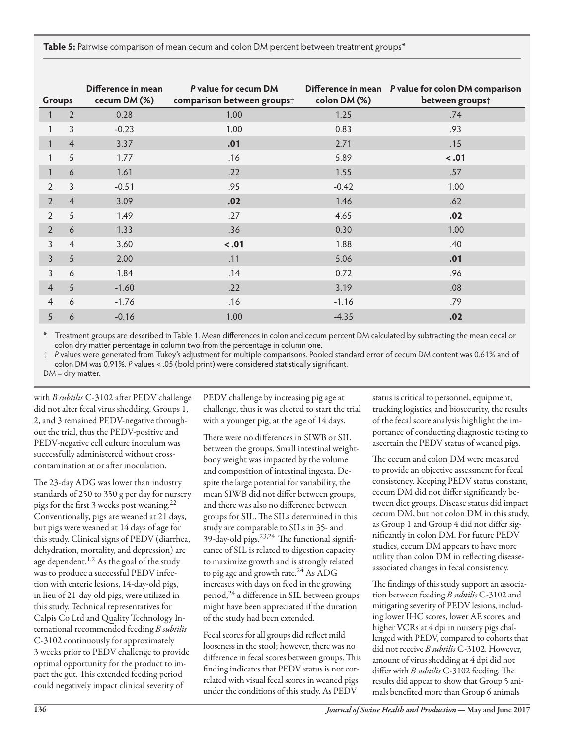**Table 5:** Pairwise comparison of mean cecum and colon DM percent between treatment groups*

| Groups | | Difference in mean cecum DM (%) | *P* value for cecum DM comparison between groups† | Difference in mean colon DM (%) | *P* value for colon DM comparison between groups† |
|---|---|---|---|---|---|
| 1 | 2 | 0.28 | 1.00 | 1.25 | .74 |
| 1 | 3 | -0.23 | 1.00 | 0.83 | .93 |
| 1 | 4 | 3.37 | **.01** | 2.71 | .15 |
| 1 | 5 | 1.77 | .16 | 5.89 | **< .01** |
| 1 | 6 | 1.61 | .22 | 1.55 | .57 |
| 2 | 3 | -0.51 | .95 | -0.42 | 1.00 |
| 2 | 4 | 3.09 | **.02** | 1.46 | .62 |
| 2 | 5 | 1.49 | .27 | 4.65 | **.02** |
| 2 | 6 | 1.33 | .36 | 0.30 | 1.00 |
| 3 | 4 | 3.60 | **< .01** | 1.88 | .40 |
| 3 | 5 | 2.00 | .11 | 5.06 | **.01** |
| 3 | 6 | 1.84 | .14 | 0.72 | .96 |
| 4 | 5 | -1.60 | .22 | 3.19 | .08 |
| 4 | 6 | -1.76 | .16 | -1.16 | .79 |
| 5 | 6 | -0.16 | 1.00 | -4.35 | **.02** |

\* Treatment groups are described in Table 1. Mean differences in colon and cecum percent DM calculated by subtracting the mean cecal or colon dry matter percentage in column two from the percentage in column one.

† *P* values were generated from Tukey's adjustment for multiple comparisons. Pooled standard error of cecum DM content was 0.61% and of colon DM was 0.91%. *P* values < .05 (bold print) were considered statistically significant.

DM = dry matter.

with *B subtilis* C-3102 after PEDV challenge did not alter fecal virus shedding. Groups 1, 2, and 3 remained PEDV-negative throughout the trial, thus the PEDV-positive and PEDV-negative cell culture inoculum was successfully administered without cross-contamination at or after inoculation.

The 23-day ADG was lower than industry standards of 250 to 350 g per day for nursery pigs for the first 3 weeks post weaning.[22] Conventionally, pigs are weaned at 21 days, but pigs were weaned at 14 days of age for this study. Clinical signs of PEDV (diarrhea, dehydration, mortality, and depression) are age dependent.[1,2] As the goal of the study was to produce a successful PEDV infection with enteric lesions, 14-day-old pigs, in lieu of 21-day-old pigs, were utilized in this study. Technical representatives for Calpis Co Ltd and Quality Technology International recommended feeding *B subtilis* C-3102 continuously for approximately 3 weeks prior to PEDV challenge to provide optimal opportunity for the product to impact the gut. This extended feeding period could negatively impact clinical severity of PEDV challenge by increasing pig age at challenge, thus it was elected to start the trial with a younger pig, at the age of 14 days.

There were no differences in SIWB or SIL between the groups. Small intestinal weight-body weight was impacted by the volume and composition of intestinal ingesta. Despite the large potential for variability, the mean SIWB did not differ between groups, and there was also no difference between groups for SIL. The SILs determined in this study are comparable to SILs in 35- and 39-day-old pigs.[23,24] The functional significance of SIL is related to digestion capacity to maximize growth and is strongly related to pig age and growth rate.[24] As ADG increases with days on feed in the growing period,[24] a difference in SIL between groups might have been appreciated if the duration of the study had been extended.

Fecal scores for all groups did reflect mild looseness in the stool; however, there was no difference in fecal scores between groups. This finding indicates that PEDV status is not correlated with visual fecal scores in weaned pigs under the conditions of this study. As PEDV status is critical to personnel, equipment, trucking logistics, and biosecurity, the results of the fecal score analysis highlight the importance of conducting diagnostic testing to ascertain the PEDV status of weaned pigs.

The cecum and colon DM were measured to provide an objective assessment for fecal consistency. Keeping PEDV status constant, cecum DM did not differ significantly between diet groups. Disease status did impact cecum DM, but not colon DM in this study, as Group 1 and Group 4 did not differ significantly in colon DM. For future PEDV studies, cecum DM appears to have more utility than colon DM in reflecting disease-associated changes in fecal consistency.

The findings of this study support an association between feeding *B subtilis* C-3102 and mitigating severity of PEDV lesions, including lower IHC scores, lower AE scores, and higher VCRs at 4 dpi in nursery pigs challenged with PEDV, compared to cohorts that did not receive *B subtilis* C-3102. However, amount of virus shedding at 4 dpi did not differ with *B subtilis* C-3102 feeding. The results did appear to show that Group 5 animals benefited more than Group 6 animals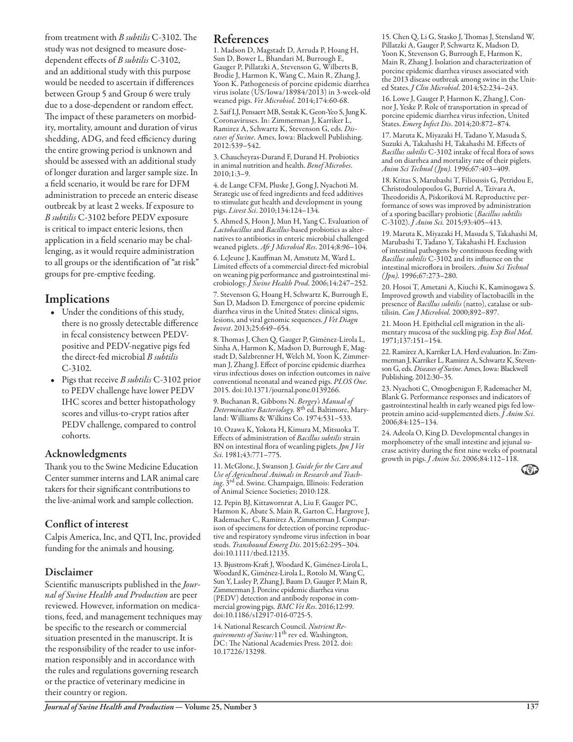from treatment with *B subtilis* C-3102. The study was not designed to measure dose-dependent effects of *B subtilis* C-3102, and an additional study with this purpose would be needed to ascertain if differences between Group 5 and Group 6 were truly due to a dose-dependent or random effect. The impact of these parameters on morbidity, mortality, amount and duration of virus shedding, ADG, and feed efficiency during the entire growing period is unknown and should be assessed with an additional study of longer duration and larger sample size. In a field scenario, it would be rare for DFM administration to precede an enteric disease outbreak by at least 2 weeks. If exposure to *B subtilis* C-3102 before PEDV exposure is critical to impact enteric lesions, then application in a field scenario may be challenging, as it would require administration to all groups or the identification of "at risk" groups for pre-emptive feeding.

## Implications

- Under the conditions of this study, there is no grossly detectable difference in fecal consistency between PEDV-positive and PEDV-negative pigs fed the direct-fed microbial *B subtilis* C-3102.
- Pigs that receive *B subtilis* C-3102 prior to PEDV challenge have lower PEDV IHC scores and better histopathology scores and villus-to-crypt ratios after PEDV challenge, compared to control cohorts.

### Acknowledgments

Thank you to the Swine Medicine Education Center summer interns and LAR animal care takers for their significant contributions to the live-animal work and sample collection.

### Conflict of interest

Calpis America, Inc, and QTI, Inc, provided funding for the animals and housing.

### Disclaimer

Scientific manuscripts published in the *Journal of Swine Health and Production* are peer reviewed. However, information on medications, feed, and management techniques may be specific to the research or commercial situation presented in the manuscript. It is the responsibility of the reader to use information responsibly and in accordance with the rules and regulations governing research or the practice of veterinary medicine in their country or region.

## References

1. Madson D, Magstadt D, Arruda P, Hoang H, Sun D, Bower L, Bhandari M, Burrough E, Gauger P, Pillatzki A, Stevenson G, Wilberts B, Brodie J, Harmon K, Wang C, Main R, Zhang J, Yoon K. Pathogenesis of porcine epidemic diarrhea virus isolate (US/Iowa/18984/2013) in 3-week-old weaned pigs. *Vet Microbiol.* 2014;174:60-68.

2. Saif LJ, Pensaert MB, Sestak K, Geon-Yeo S, Jung K. Coronaviruses. In: Zimmerman J, Karriker L, Ramirez A, Schwartz K, Stevenson G, eds. *Diseases of Swine*. Ames, Iowa: Blackwell Publishing. 2012:539–542.

3. Chaucheyras-Durand F, Durand H. Probiotics in animal nutrition and health. *Benef Microbes*. 2010;1:3–9.

4. de Lange CFM, Pluske J, Gong J, Nyachoti M. Strategic use of feed ingredients and feed additives to stimulate gut health and development in young pigs. *Livest Sci*. 2010;134:124–134.

5. Ahmed S, Hoon J, Mun H, Yang C. Evaluation of *Lactobacillus* and *Bacillus*-based probiotics as alternatives to antibiotics in enteric microbial challenged weaned piglets. *Afr J Microbiol Res*. 2014;8:96–104.

6. LeJeune J, Kauffman M, Amstutz M, Ward L. Limited effects of a commercial direct-fed microbial on weaning pig performance and gastrointestinal microbiology. *J Swine Health Prod*. 2006;14:247–252.

7. Stevenson G, Hoang H, Schwartz K, Burrough E, Sun D, Madson D. Emergence of porcine epidemic diarrhea virus in the United States: clinical signs, lesions, and viral genomic sequences. *J Vet Diagn Invest*. 2013;25:649–654.

8. Thomas J, Chen Q, Gauger P, Giménez-Lirola L, Sinha A, Harmon K, Madson D, Burrough E, Magstadt D, Salzbrenner H, Welch M, Yoon K, Zimmerman J, Zhang J. Effect of porcine epidemic diarrhea virus infectious doses on infection outcomes in naïve conventional neonatal and weaned pigs. *PLOS One*. 2015. doi:10.1371/journal.pone.0139266.

9. Buchanan R, Gibbons N. *Bergey's Manual of Determinative Bacteriology.* 8th ed. Baltimore, Maryland: Williams & Wilkins Co. 1974:531–533.

10. Ozawa K, Yokota H, Kimura M, Mitsuoka T. Effects of administration of *Bacillus subtilis* strain BN on intestinal flora of weanling piglets. *Jpn J Vet Sci*. 1981;43:771–775.

11. McGlone, J, Swanson J. *Guide for the Care and Use of Agricultural Animals in Research and Teaching*. 3rd ed. Swine. Champaign, Illinois: Federation of Animal Science Societies; 2010:128.

12. Pepin BJ, Kittawornrat A, Liu F, Gauger PC, Harmon K, Abate S, Main R, Garton C, Hargrove J, Rademacher C, Ramirez A, Zimmerman J. Comparison of specimens for detection of porcine reproductive and respiratory syndrome virus infection in boar studs. *Transbound Emerg Dis*. 2015;62:295–304. doi:10.1111/tbed.12135.

13. Bjustrom-Kraft J, Woodard K, Giménez-Lirola L, Woodard K, Giménez-Lirola L, Rotolo M, Wang C, Sun Y, Lasley P, Zhang J, Baum D, Gauger P, Main R, Zimmerman J. Porcine epidemic diarrhea virus (PEDV) detection and antibody response in commercial growing pigs. *BMC Vet Res*. 2016;12:99. doi:10.1186/s12917-016-0725-5.

14. National Research Council. *Nutrient Requirements of Swine:* 11th rev ed. Washington, DC: The National Academies Press. 2012. doi: 10.17226/13298.

15. Chen Q, Li G, Stasko J, Thomas J, Stensland W, Pillatzki A, Gauger P, Schwartz K, Madson D, Yoon K, Stevenson G, Burrough E, Harmon K, Main R, Zhang J. Isolation and characterization of porcine epidemic diarrhea viruses associated with the 2013 disease outbreak among swine in the United States. *J Clin Microbiol*. 2014;52:234–243.

16. Lowe J, Gauger P, Harmon K, Zhang J, Connor J, Yeske P. Role of transportation in spread of porcine epidemic diarrhea virus infection, United States. *Emerg Infect Dis*. 2014;20:872–874.

17. Maruta K, Miyazaki H, Tadano Y, Masuda S, Suzuki A, Takahashi H, Takahashi M. Effects of *Bacillus subtilis* C-3102 intake of fecal flora of sows and on diarrhea and mortality rate of their piglets. *Anim Sci Technol (Jpn)*. 1996;67:403–409.

18. Kritas S, Marubashi T, Filioussis G, Petridou E, Christodoulopoulos G, Burriel A, Tzivara A, Theodoridis A, Pískoriková M. Reproductive performance of sows was improved by administration of a sporing bacillary probiotic (*Bacillus subtilis* C-3102). *J Anim Sci*. 2015;93:405–413.

19. Maruta K, Miyazaki H, Masuda S, Takahashi M, Marubashi T, Tadano Y, Takahashi H. Exclusion of intestinal pathogens by continuous feeding with *Bacillus subtilis* C-3102 and its influence on the intestinal microflora in broilers. *Anim Sci Technol (Jpn)*. 1996;67:273–280.

20. Hosoi T, Ametani A, Kiuchi K, Kaminogawa S. Improved growth and viability of lactobacilli in the presence of *Bacillus subtilis* (natto), catalase or subtilisin. *Can J Microbiol*. 2000;892–897.

21. Moon H. Epithelial cell migration in the alimentary mucosa of the suckling pig. *Exp Biol Med*. 1971;137:151–154.

22. Ramirez A, Karriker LA. Herd evaluation. In: Zimmerman J, Karriker L, Ramirez A, Schwartz K, Stevenson G, eds. *Diseases of Swine*. Ames, Iowa: Blackwell Publishing. 2012:30–35.

23. Nyachoti C, Omogbenigun F, Rademacher M, Blank G. Performance responses and indicators of gastrointestinal health in early weaned pigs fed low-protein amino acid-supplemented diets. *J Anim Sci*. 2006;84:125–134.

24. Adeola O, King D. Developmental changes in morphometry of the small intestine and jejunal sucrase activity during the first nine weeks of postnatal growth in pigs. *J Anim Sci*. 2006;84:112–118.